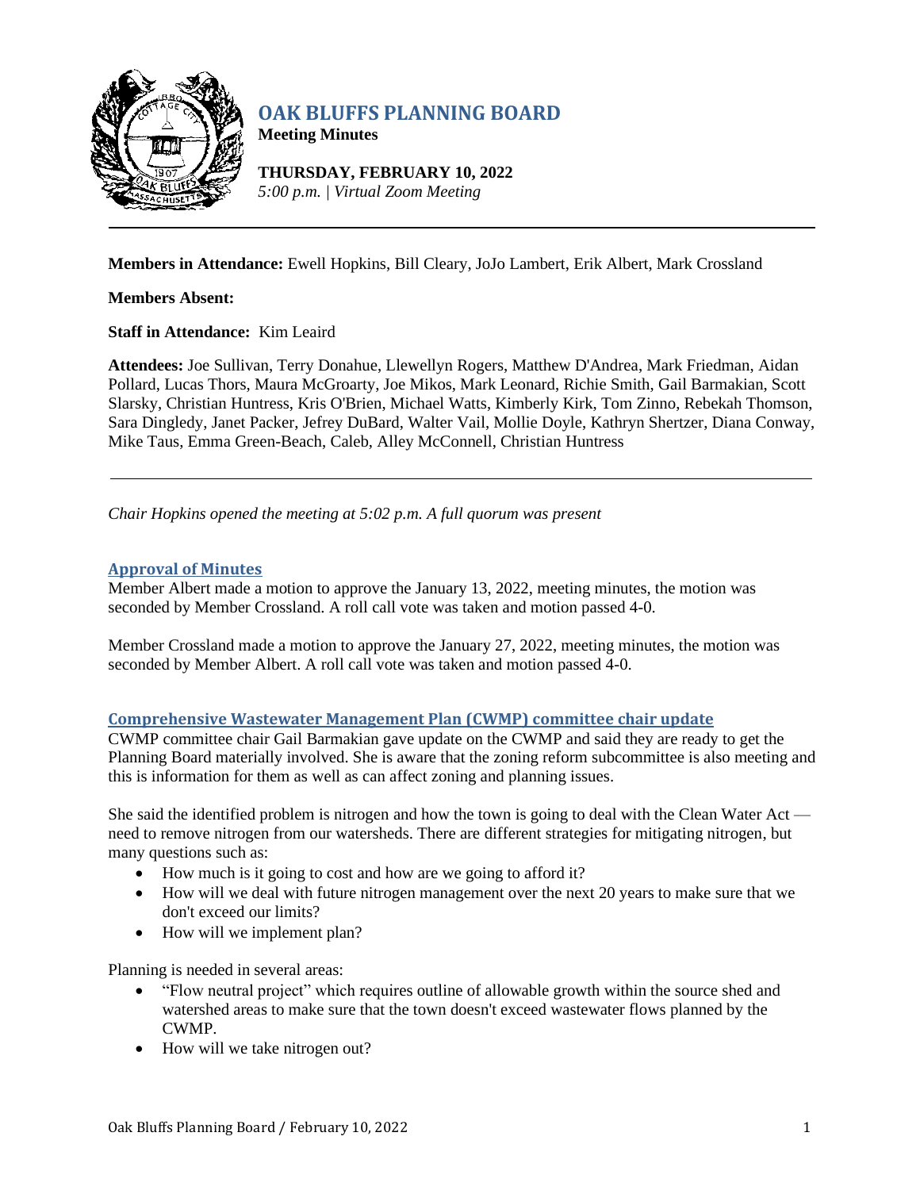# OAK BLUFFS PLANNING BOARD

**Meeting Minutes**

**THURSDAY, FEBRUARY 10, 2022**
*5:00 p.m. | Virtual Zoom Meeting*

---

**Members in Attendance:** Ewell Hopkins, Bill Cleary, JoJo Lambert, Erik Albert, Mark Crossland

**Members Absent:**

**Staff in Attendance:** Kim Leaird

**Attendees:** Joe Sullivan, Terry Donahue, Llewellyn Rogers, Matthew D'Andrea, Mark Friedman, Aidan Pollard, Lucas Thors, Maura McGroarty, Joe Mikos, Mark Leonard, Richie Smith, Gail Barmakian, Scott Slarsky, Christian Huntress, Kris O'Brien, Michael Watts, Kimberly Kirk, Tom Zinno, Rebekah Thomson, Sara Dingledy, Janet Packer, Jefrey DuBard, Walter Vail, Mollie Doyle, Kathryn Shertzer, Diana Conway, Mike Taus, Emma Green-Beach, Caleb, Alley McConnell, Christian Huntress

---

*Chair Hopkins opened the meeting at 5:02 p.m. A full quorum was present*

## Approval of Minutes

Member Albert made a motion to approve the January 13, 2022, meeting minutes, the motion was seconded by Member Crossland. A roll call vote was taken and motion passed 4-0.

Member Crossland made a motion to approve the January 27, 2022, meeting minutes, the motion was seconded by Member Albert. A roll call vote was taken and motion passed 4-0.

## Comprehensive Wastewater Management Plan (CWMP) committee chair update

CWMP committee chair Gail Barmakian gave update on the CWMP and said they are ready to get the Planning Board materially involved. She is aware that the zoning reform subcommittee is also meeting and this is information for them as well as can affect zoning and planning issues.

She said the identified problem is nitrogen and how the town is going to deal with the Clean Water Act — need to remove nitrogen from our watersheds. There are different strategies for mitigating nitrogen, but many questions such as:

- How much is it going to cost and how are we going to afford it?
- How will we deal with future nitrogen management over the next 20 years to make sure that we don't exceed our limits?
- How will we implement plan?

Planning is needed in several areas:

- "Flow neutral project" which requires outline of allowable growth within the source shed and watershed areas to make sure that the town doesn't exceed wastewater flows planned by the CWMP.
- How will we take nitrogen out?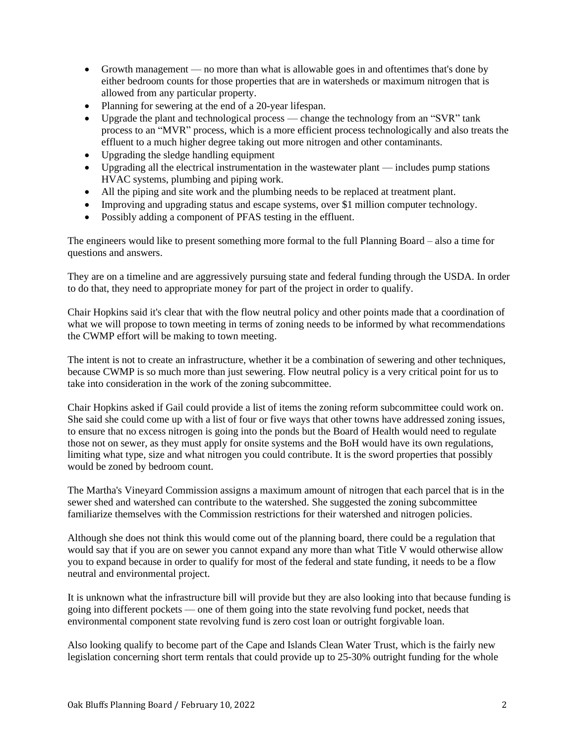- Growth management — no more than what is allowable goes in and oftentimes that's done by either bedroom counts for those properties that are in watersheds or maximum nitrogen that is allowed from any particular property.
- Planning for sewering at the end of a 20-year lifespan.
- Upgrade the plant and technological process — change the technology from an "SVR" tank process to an "MVR" process, which is a more efficient process technologically and also treats the effluent to a much higher degree taking out more nitrogen and other contaminants.
- Upgrading the sledge handling equipment
- Upgrading all the electrical instrumentation in the wastewater plant — includes pump stations HVAC systems, plumbing and piping work.
- All the piping and site work and the plumbing needs to be replaced at treatment plant.
- Improving and upgrading status and escape systems, over $1 million computer technology.
- Possibly adding a component of PFAS testing in the effluent.

The engineers would like to present something more formal to the full Planning Board – also a time for questions and answers.

They are on a timeline and are aggressively pursuing state and federal funding through the USDA. In order to do that, they need to appropriate money for part of the project in order to qualify.

Chair Hopkins said it's clear that with the flow neutral policy and other points made that a coordination of what we will propose to town meeting in terms of zoning needs to be informed by what recommendations the CWMP effort will be making to town meeting.

The intent is not to create an infrastructure, whether it be a combination of sewering and other techniques, because CWMP is so much more than just sewering. Flow neutral policy is a very critical point for us to take into consideration in the work of the zoning subcommittee.

Chair Hopkins asked if Gail could provide a list of items the zoning reform subcommittee could work on. She said she could come up with a list of four or five ways that other towns have addressed zoning issues, to ensure that no excess nitrogen is going into the ponds but the Board of Health would need to regulate those not on sewer, as they must apply for onsite systems and the BoH would have its own regulations, limiting what type, size and what nitrogen you could contribute. It is the sword properties that possibly would be zoned by bedroom count.

The Martha's Vineyard Commission assigns a maximum amount of nitrogen that each parcel that is in the sewer shed and watershed can contribute to the watershed. She suggested the zoning subcommittee familiarize themselves with the Commission restrictions for their watershed and nitrogen policies.

Although she does not think this would come out of the planning board, there could be a regulation that would say that if you are on sewer you cannot expand any more than what Title V would otherwise allow you to expand because in order to qualify for most of the federal and state funding, it needs to be a flow neutral and environmental project.

It is unknown what the infrastructure bill will provide but they are also looking into that because funding is going into different pockets — one of them going into the state revolving fund pocket, needs that environmental component state revolving fund is zero cost loan or outright forgivable loan.

Also looking qualify to become part of the Cape and Islands Clean Water Trust, which is the fairly new legislation concerning short term rentals that could provide up to 25-30% outright funding for the whole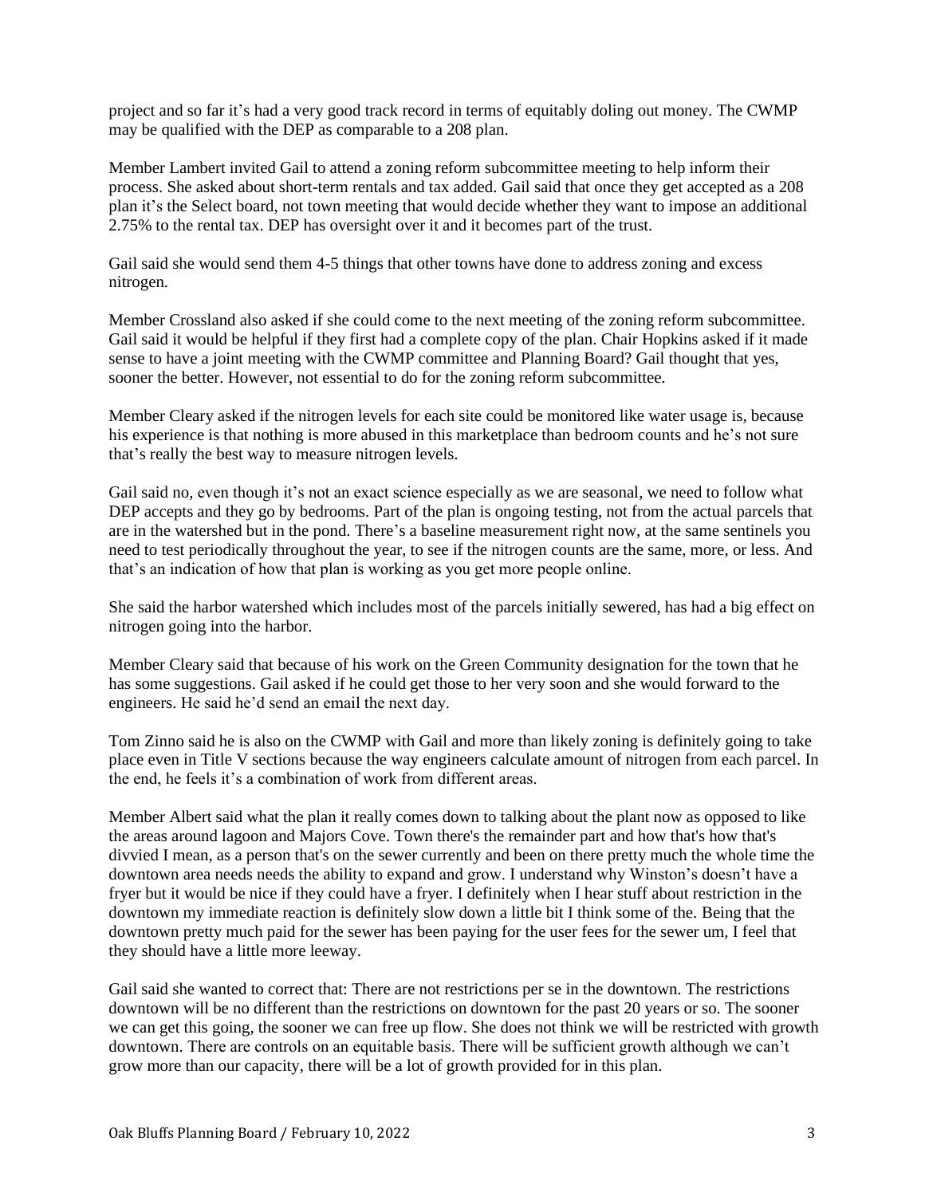project and so far it's had a very good track record in terms of equitably doling out money. The CWMP may be qualified with the DEP as comparable to a 208 plan.

Member Lambert invited Gail to attend a zoning reform subcommittee meeting to help inform their process. She asked about short-term rentals and tax added. Gail said that once they get accepted as a 208 plan it's the Select board, not town meeting that would decide whether they want to impose an additional 2.75% to the rental tax. DEP has oversight over it and it becomes part of the trust.

Gail said she would send them 4-5 things that other towns have done to address zoning and excess nitrogen.

Member Crossland also asked if she could come to the next meeting of the zoning reform subcommittee. Gail said it would be helpful if they first had a complete copy of the plan. Chair Hopkins asked if it made sense to have a joint meeting with the CWMP committee and Planning Board? Gail thought that yes, sooner the better. However, not essential to do for the zoning reform subcommittee.

Member Cleary asked if the nitrogen levels for each site could be monitored like water usage is, because his experience is that nothing is more abused in this marketplace than bedroom counts and he's not sure that's really the best way to measure nitrogen levels.

Gail said no, even though it's not an exact science especially as we are seasonal, we need to follow what DEP accepts and they go by bedrooms. Part of the plan is ongoing testing, not from the actual parcels that are in the watershed but in the pond. There's a baseline measurement right now, at the same sentinels you need to test periodically throughout the year, to see if the nitrogen counts are the same, more, or less. And that's an indication of how that plan is working as you get more people online.

She said the harbor watershed which includes most of the parcels initially sewered, has had a big effect on nitrogen going into the harbor.

Member Cleary said that because of his work on the Green Community designation for the town that he has some suggestions. Gail asked if he could get those to her very soon and she would forward to the engineers. He said he'd send an email the next day.

Tom Zinno said he is also on the CWMP with Gail and more than likely zoning is definitely going to take place even in Title V sections because the way engineers calculate amount of nitrogen from each parcel. In the end, he feels it's a combination of work from different areas.

Member Albert said what the plan it really comes down to talking about the plant now as opposed to like the areas around lagoon and Majors Cove. Town there's the remainder part and how that's how that's divvied I mean, as a person that's on the sewer currently and been on there pretty much the whole time the downtown area needs needs the ability to expand and grow. I understand why Winston's doesn't have a fryer but it would be nice if they could have a fryer. I definitely when I hear stuff about restriction in the downtown my immediate reaction is definitely slow down a little bit I think some of the. Being that the downtown pretty much paid for the sewer has been paying for the user fees for the sewer um, I feel that they should have a little more leeway.

Gail said she wanted to correct that: There are not restrictions per se in the downtown. The restrictions downtown will be no different than the restrictions on downtown for the past 20 years or so. The sooner we can get this going, the sooner we can free up flow. She does not think we will be restricted with growth downtown. There are controls on an equitable basis. There will be sufficient growth although we can't grow more than our capacity, there will be a lot of growth provided for in this plan.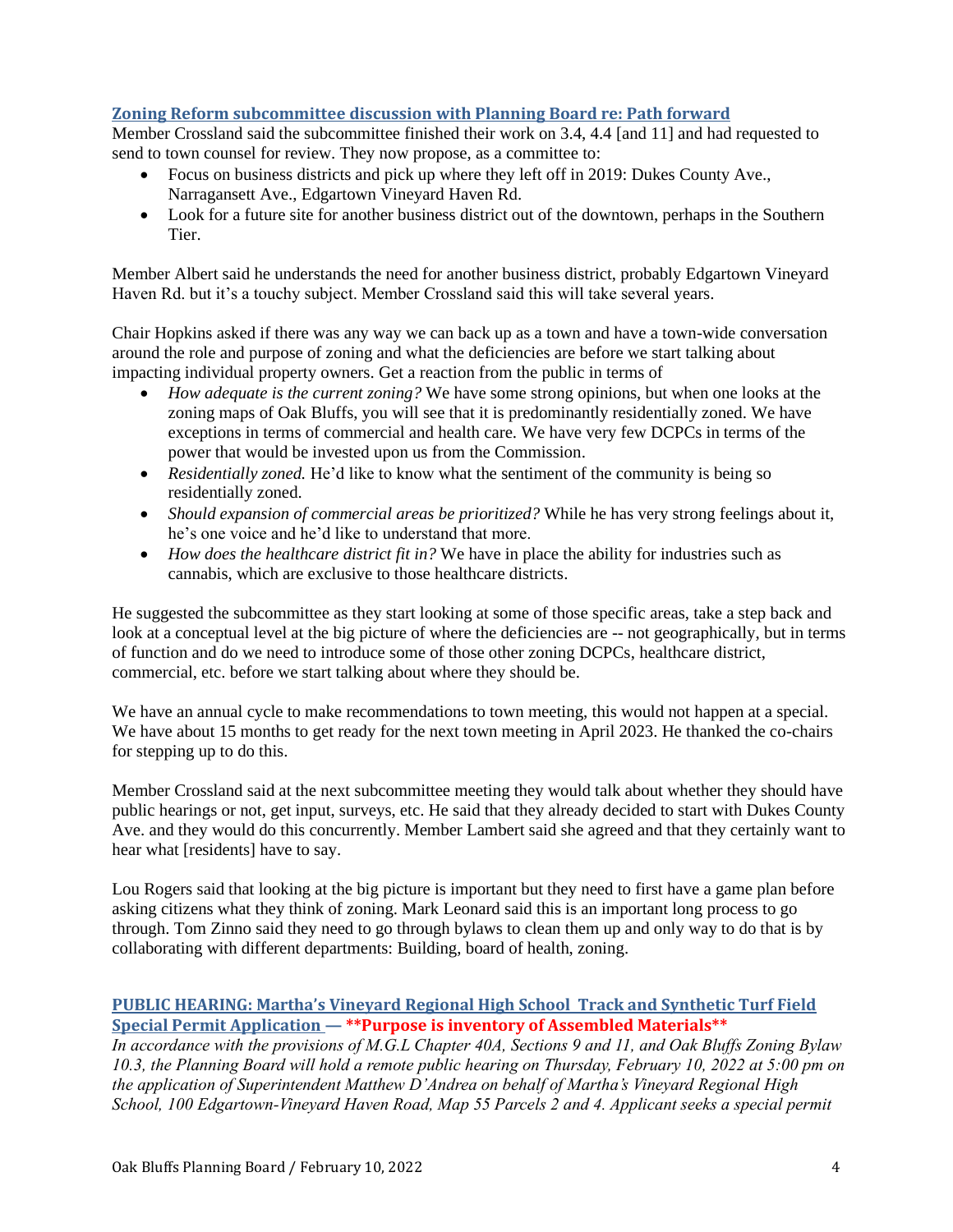## Zoning Reform subcommittee discussion with Planning Board re: Path forward

Member Crossland said the subcommittee finished their work on 3.4, 4.4 [and 11] and had requested to send to town counsel for review. They now propose, as a committee to:

- Focus on business districts and pick up where they left off in 2019: Dukes County Ave., Narragansett Ave., Edgartown Vineyard Haven Rd.
- Look for a future site for another business district out of the downtown, perhaps in the Southern Tier.

Member Albert said he understands the need for another business district, probably Edgartown Vineyard Haven Rd. but it's a touchy subject. Member Crossland said this will take several years.

Chair Hopkins asked if there was any way we can back up as a town and have a town-wide conversation around the role and purpose of zoning and what the deficiencies are before we start talking about impacting individual property owners. Get a reaction from the public in terms of

- *How adequate is the current zoning?* We have some strong opinions, but when one looks at the zoning maps of Oak Bluffs, you will see that it is predominantly residentially zoned. We have exceptions in terms of commercial and health care. We have very few DCPCs in terms of the power that would be invested upon us from the Commission.
- *Residentially zoned.* He'd like to know what the sentiment of the community is being so residentially zoned.
- *Should expansion of commercial areas be prioritized?* While he has very strong feelings about it, he's one voice and he'd like to understand that more.
- *How does the healthcare district fit in?* We have in place the ability for industries such as cannabis, which are exclusive to those healthcare districts.

He suggested the subcommittee as they start looking at some of those specific areas, take a step back and look at a conceptual level at the big picture of where the deficiencies are -- not geographically, but in terms of function and do we need to introduce some of those other zoning DCPCs, healthcare district, commercial, etc. before we start talking about where they should be.

We have an annual cycle to make recommendations to town meeting, this would not happen at a special. We have about 15 months to get ready for the next town meeting in April 2023. He thanked the co-chairs for stepping up to do this.

Member Crossland said at the next subcommittee meeting they would talk about whether they should have public hearings or not, get input, surveys, etc. He said that they already decided to start with Dukes County Ave. and they would do this concurrently. Member Lambert said she agreed and that they certainly want to hear what [residents] have to say.

Lou Rogers said that looking at the big picture is important but they need to first have a game plan before asking citizens what they think of zoning. Mark Leonard said this is an important long process to go through. Tom Zinno said they need to go through bylaws to clean them up and only way to do that is by collaborating with different departments: Building, board of health, zoning.

## PUBLIC HEARING: Martha's Vineyard Regional High School Track and Synthetic Turf Field Special Permit Application — **Purpose is inventory of Assembled Materials**

*In accordance with the provisions of M.G.L Chapter 40A, Sections 9 and 11, and Oak Bluffs Zoning Bylaw 10.3, the Planning Board will hold a remote public hearing on Thursday, February 10, 2022 at 5:00 pm on the application of Superintendent Matthew D'Andrea on behalf of Martha's Vineyard Regional High School, 100 Edgartown-Vineyard Haven Road, Map 55 Parcels 2 and 4. Applicant seeks a special permit*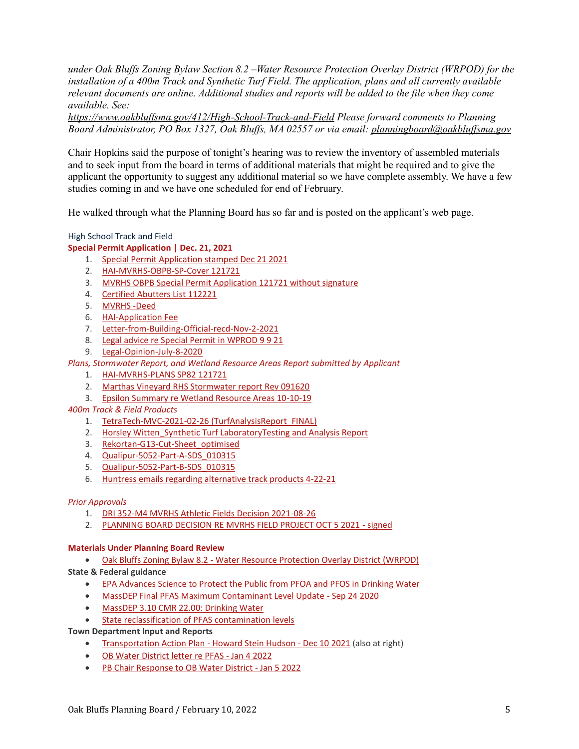*under Oak Bluffs Zoning Bylaw Section 8.2 –Water Resource Protection Overlay District (WRPOD) for the installation of a 400m Track and Synthetic Turf Field. The application, plans and all currently available relevant documents are online. Additional studies and reports will be added to the file when they come available. See: https://www.oakbluffsma.gov/412/High-School-Track-and-Field Please forward comments to Planning Board Administrator, PO Box 1327, Oak Bluffs, MA 02557 or via email: planningboard@oakbluffsma.gov*

Chair Hopkins said the purpose of tonight's hearing was to review the inventory of assembled materials and to seek input from the board in terms of additional materials that might be required and to give the applicant the opportunity to suggest any additional material so we have complete assembly. We have a few studies coming in and we have one scheduled for end of February.

He walked through what the Planning Board has so far and is posted on the applicant's web page.

High School Track and Field

**Special Permit Application | Dec. 21, 2021**

1. Special Permit Application stamped Dec 21 2021
2. HAI-MVRHS-OBPB-SP-Cover 121721
3. MVRHS OBPB Special Permit Application 121721 without signature
4. Certified Abutters List 112221
5. MVRHS -Deed
6. HAI-Application Fee
7. Letter-from-Building-Official-recd-Nov-2-2021
8. Legal advice re Special Permit in WPROD 9 9 21
9. Legal-Opinion-July-8-2020

*Plans, Stormwater Report, and Wetland Resource Areas Report submitted by Applicant*

1. HAI-MVRHS-PLANS SP82 121721
2. Marthas Vineyard RHS Stormwater report Rev 091620
3. Epsilon Summary re Wetland Resource Areas 10-10-19

*400m Track & Field Products*

1. TetraTech-MVC-2021-02-26 (TurfAnalysisReport_FINAL)
2. Horsley Witten_Synthetic Turf LaboratoryTesting and Analysis Report
3. Rekortan-G13-Cut-Sheet_optimised
4. Qualipur-5052-Part-A-SDS_010315
5. Qualipur-5052-Part-B-SDS_010315
6. Huntress emails regarding alternative track products 4-22-21

*Prior Approvals*

1. DRI 352-M4 MVRHS Athletic Fields Decision 2021-08-26
2. PLANNING BOARD DECISION RE MVRHS FIELD PROJECT OCT 5 2021 - signed

**Materials Under Planning Board Review**

- Oak Bluffs Zoning Bylaw 8.2 - Water Resource Protection Overlay District (WRPOD)

**State & Federal guidance**

- EPA Advances Science to Protect the Public from PFOA and PFOS in Drinking Water
- MassDEP Final PFAS Maximum Contaminant Level Update - Sep 24 2020
- MassDEP 3.10 CMR 22.00: Drinking Water
- State reclassification of PFAS contamination levels

**Town Department Input and Reports**

- Transportation Action Plan - Howard Stein Hudson - Dec 10 2021 (also at right)
- OB Water District letter re PFAS - Jan 4 2022
- PB Chair Response to OB Water District - Jan 5 2022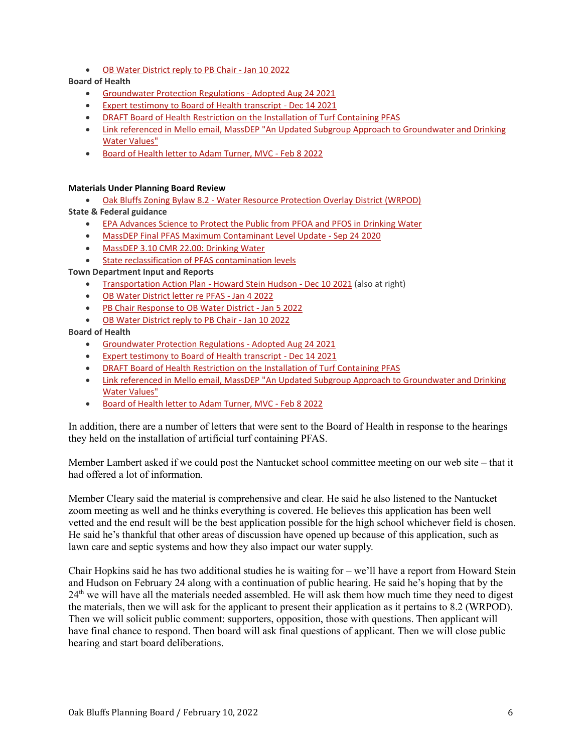- OB Water District reply to PB Chair - Jan 10 2022

**Board of Health**

- Groundwater Protection Regulations - Adopted Aug 24 2021
- Expert testimony to Board of Health transcript - Dec 14 2021
- DRAFT Board of Health Restriction on the Installation of Turf Containing PFAS
- Link referenced in Mello email, MassDEP "An Updated Subgroup Approach to Groundwater and Drinking Water Values"
- Board of Health letter to Adam Turner, MVC - Feb 8 2022

**Materials Under Planning Board Review**

- Oak Bluffs Zoning Bylaw 8.2 - Water Resource Protection Overlay District (WRPOD)

**State & Federal guidance**

- EPA Advances Science to Protect the Public from PFOA and PFOS in Drinking Water
- MassDEP Final PFAS Maximum Contaminant Level Update - Sep 24 2020
- MassDEP 3.10 CMR 22.00: Drinking Water
- State reclassification of PFAS contamination levels

**Town Department Input and Reports**

- Transportation Action Plan - Howard Stein Hudson - Dec 10 2021 (also at right)
- OB Water District letter re PFAS - Jan 4 2022
- PB Chair Response to OB Water District - Jan 5 2022
- OB Water District reply to PB Chair - Jan 10 2022

**Board of Health**

- Groundwater Protection Regulations - Adopted Aug 24 2021
- Expert testimony to Board of Health transcript - Dec 14 2021
- DRAFT Board of Health Restriction on the Installation of Turf Containing PFAS
- Link referenced in Mello email, MassDEP "An Updated Subgroup Approach to Groundwater and Drinking Water Values"
- Board of Health letter to Adam Turner, MVC - Feb 8 2022

In addition, there are a number of letters that were sent to the Board of Health in response to the hearings they held on the installation of artificial turf containing PFAS.

Member Lambert asked if we could post the Nantucket school committee meeting on our web site – that it had offered a lot of information.

Member Cleary said the material is comprehensive and clear. He said he also listened to the Nantucket zoom meeting as well and he thinks everything is covered. He believes this application has been well vetted and the end result will be the best application possible for the high school whichever field is chosen. He said he's thankful that other areas of discussion have opened up because of this application, such as lawn care and septic systems and how they also impact our water supply.

Chair Hopkins said he has two additional studies he is waiting for – we'll have a report from Howard Stein and Hudson on February 24 along with a continuation of public hearing. He said he's hoping that by the 24th we will have all the materials needed assembled. He will ask them how much time they need to digest the materials, then we will ask for the applicant to present their application as it pertains to 8.2 (WRPOD). Then we will solicit public comment: supporters, opposition, those with questions. Then applicant will have final chance to respond. Then board will ask final questions of applicant. Then we will close public hearing and start board deliberations.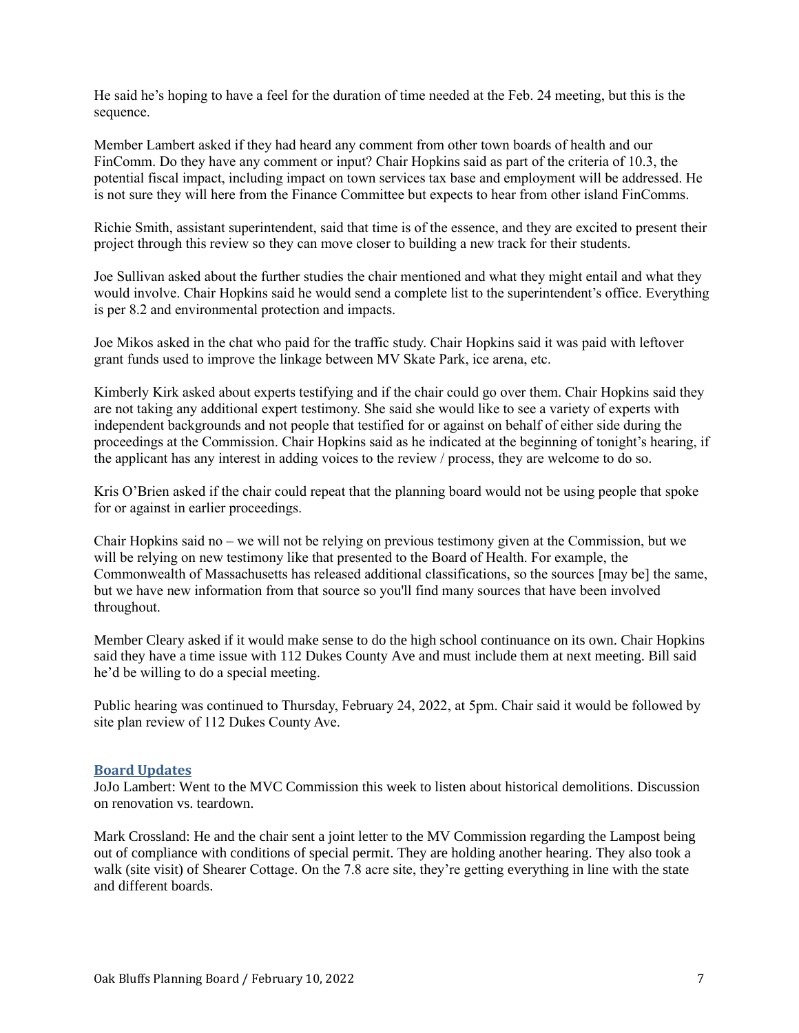He said he's hoping to have a feel for the duration of time needed at the Feb. 24 meeting, but this is the sequence.

Member Lambert asked if they had heard any comment from other town boards of health and our FinComm. Do they have any comment or input? Chair Hopkins said as part of the criteria of 10.3, the potential fiscal impact, including impact on town services tax base and employment will be addressed. He is not sure they will here from the Finance Committee but expects to hear from other island FinComms.

Richie Smith, assistant superintendent, said that time is of the essence, and they are excited to present their project through this review so they can move closer to building a new track for their students.

Joe Sullivan asked about the further studies the chair mentioned and what they might entail and what they would involve. Chair Hopkins said he would send a complete list to the superintendent's office. Everything is per 8.2 and environmental protection and impacts.

Joe Mikos asked in the chat who paid for the traffic study. Chair Hopkins said it was paid with leftover grant funds used to improve the linkage between MV Skate Park, ice arena, etc.

Kimberly Kirk asked about experts testifying and if the chair could go over them. Chair Hopkins said they are not taking any additional expert testimony. She said she would like to see a variety of experts with independent backgrounds and not people that testified for or against on behalf of either side during the proceedings at the Commission. Chair Hopkins said as he indicated at the beginning of tonight's hearing, if the applicant has any interest in adding voices to the review / process, they are welcome to do so.

Kris O'Brien asked if the chair could repeat that the planning board would not be using people that spoke for or against in earlier proceedings.

Chair Hopkins said no – we will not be relying on previous testimony given at the Commission, but we will be relying on new testimony like that presented to the Board of Health. For example, the Commonwealth of Massachusetts has released additional classifications, so the sources [may be] the same, but we have new information from that source so you'll find many sources that have been involved throughout.

Member Cleary asked if it would make sense to do the high school continuance on its own. Chair Hopkins said they have a time issue with 112 Dukes County Ave and must include them at next meeting. Bill said he'd be willing to do a special meeting.

Public hearing was continued to Thursday, February 24, 2022, at 5pm. Chair said it would be followed by site plan review of 112 Dukes County Ave.

## Board Updates

JoJo Lambert: Went to the MVC Commission this week to listen about historical demolitions. Discussion on renovation vs. teardown.

Mark Crossland: He and the chair sent a joint letter to the MV Commission regarding the Lampost being out of compliance with conditions of special permit. They are holding another hearing. They also took a walk (site visit) of Shearer Cottage. On the 7.8 acre site, they're getting everything in line with the state and different boards.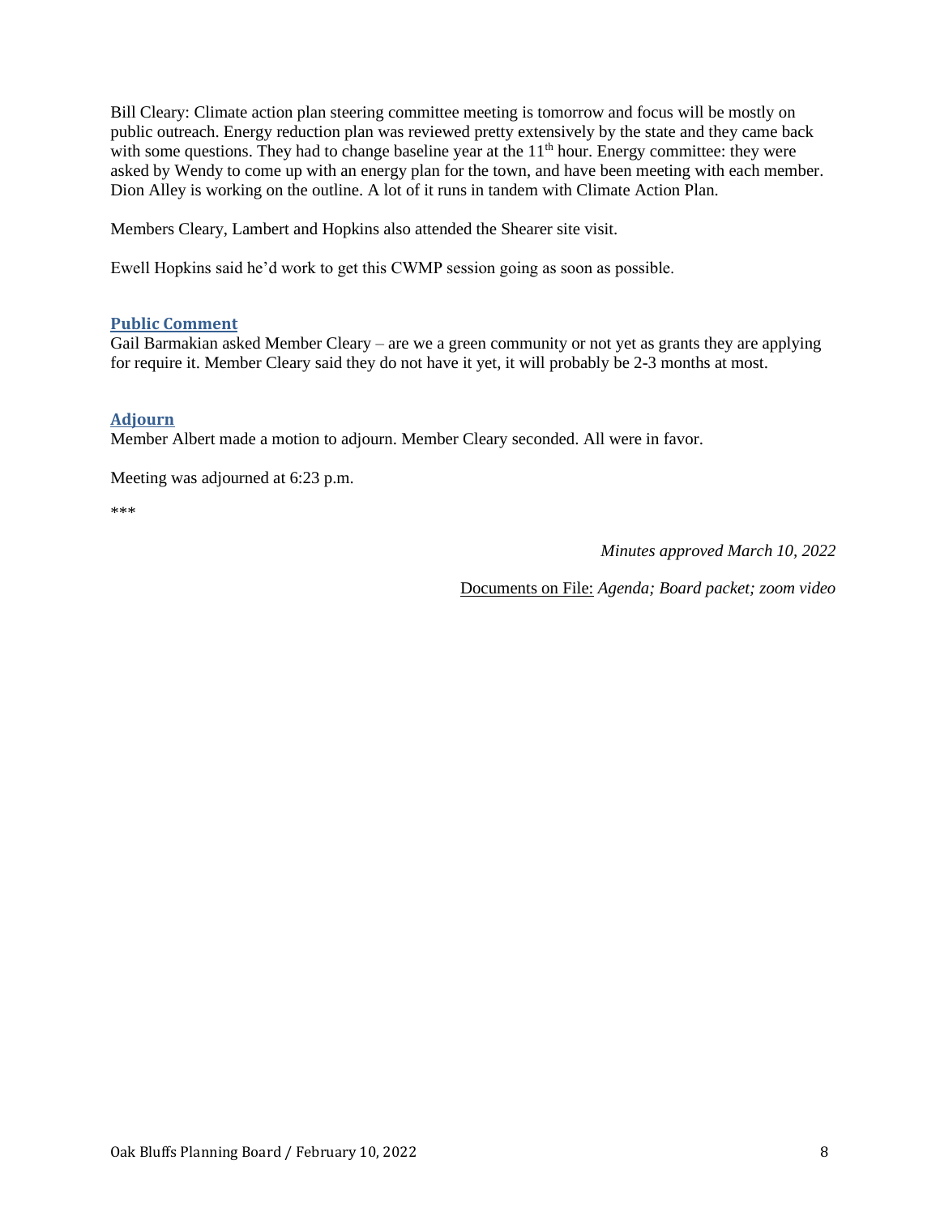Bill Cleary: Climate action plan steering committee meeting is tomorrow and focus will be mostly on public outreach. Energy reduction plan was reviewed pretty extensively by the state and they came back with some questions. They had to change baseline year at the 11th hour. Energy committee: they were asked by Wendy to come up with an energy plan for the town, and have been meeting with each member. Dion Alley is working on the outline. A lot of it runs in tandem with Climate Action Plan.

Members Cleary, Lambert and Hopkins also attended the Shearer site visit.

Ewell Hopkins said he'd work to get this CWMP session going as soon as possible.

### Public Comment

Gail Barmakian asked Member Cleary – are we a green community or not yet as grants they are applying for require it. Member Cleary said they do not have it yet, it will probably be 2-3 months at most.

### Adjourn

Member Albert made a motion to adjourn. Member Cleary seconded. All were in favor.

Meeting was adjourned at 6:23 p.m.

***

*Minutes approved March 10, 2022*

Documents on File: *Agenda; Board packet; zoom video*